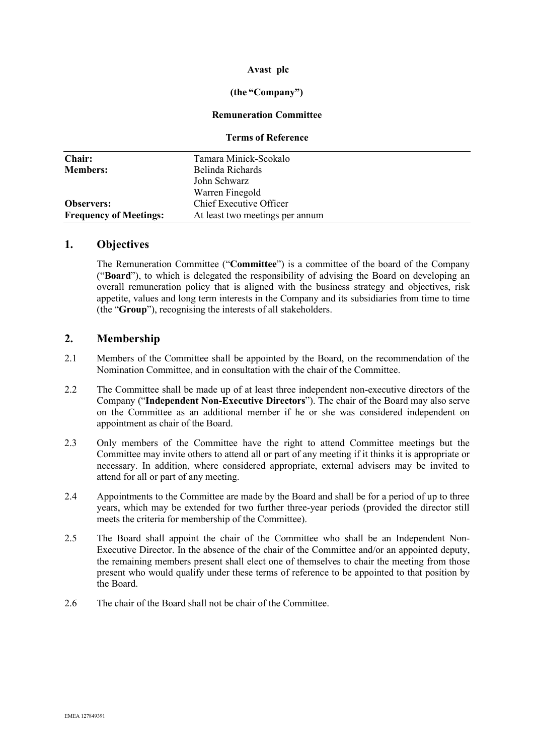**Avast plc**

**(the "Company")**

**Remuneration Committee**

**Terms of Reference**

| | |
|---|---|
| **Chair:** | Tamara Minick-Scokalo |
| **Members:** | Belinda Richards |
| | John Schwarz |
| | Warren Finegold |
| **Observers:** | Chief Executive Officer |
| **Frequency of Meetings:** | At least two meetings per annum |

## 1. Objectives

The Remuneration Committee ("**Committee**") is a committee of the board of the Company ("**Board**"), to which is delegated the responsibility of advising the Board on developing an overall remuneration policy that is aligned with the business strategy and objectives, risk appetite, values and long term interests in the Company and its subsidiaries from time to time (the "**Group**"), recognising the interests of all stakeholders.

## 2. Membership

2.1 Members of the Committee shall be appointed by the Board, on the recommendation of the Nomination Committee, and in consultation with the chair of the Committee.

2.2 The Committee shall be made up of at least three independent non-executive directors of the Company ("**Independent Non-Executive Directors**"). The chair of the Board may also serve on the Committee as an additional member if he or she was considered independent on appointment as chair of the Board.

2.3 Only members of the Committee have the right to attend Committee meetings but the Committee may invite others to attend all or part of any meeting if it thinks it is appropriate or necessary. In addition, where considered appropriate, external advisers may be invited to attend for all or part of any meeting.

2.4 Appointments to the Committee are made by the Board and shall be for a period of up to three years, which may be extended for two further three-year periods (provided the director still meets the criteria for membership of the Committee).

2.5 The Board shall appoint the chair of the Committee who shall be an Independent Non-Executive Director. In the absence of the chair of the Committee and/or an appointed deputy, the remaining members present shall elect one of themselves to chair the meeting from those present who would qualify under these terms of reference to be appointed to that position by the Board.

2.6 The chair of the Board shall not be chair of the Committee.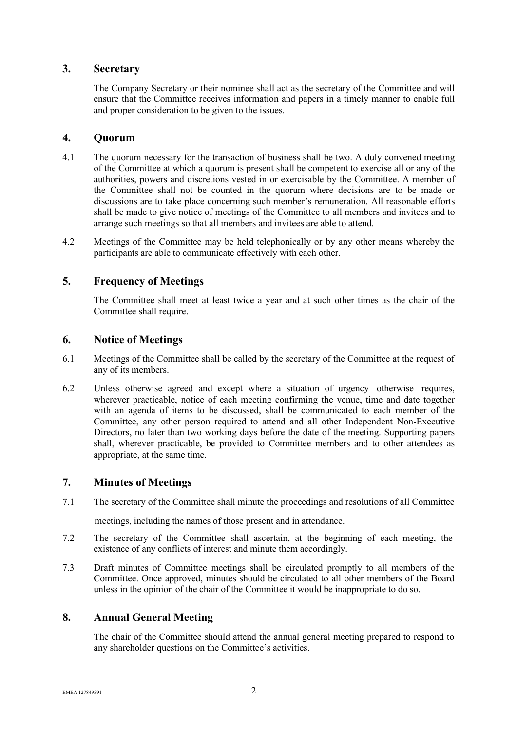## 3. Secretary

The Company Secretary or their nominee shall act as the secretary of the Committee and will ensure that the Committee receives information and papers in a timely manner to enable full and proper consideration to be given to the issues.

## 4. Quorum

4.1 The quorum necessary for the transaction of business shall be two. A duly convened meeting of the Committee at which a quorum is present shall be competent to exercise all or any of the authorities, powers and discretions vested in or exercisable by the Committee. A member of the Committee shall not be counted in the quorum where decisions are to be made or discussions are to take place concerning such member's remuneration. All reasonable efforts shall be made to give notice of meetings of the Committee to all members and invitees and to arrange such meetings so that all members and invitees are able to attend.

4.2 Meetings of the Committee may be held telephonically or by any other means whereby the participants are able to communicate effectively with each other.

## 5. Frequency of Meetings

The Committee shall meet at least twice a year and at such other times as the chair of the Committee shall require.

## 6. Notice of Meetings

6.1 Meetings of the Committee shall be called by the secretary of the Committee at the request of any of its members.

6.2 Unless otherwise agreed and except where a situation of urgency otherwise requires, wherever practicable, notice of each meeting confirming the venue, time and date together with an agenda of items to be discussed, shall be communicated to each member of the Committee, any other person required to attend and all other Independent Non-Executive Directors, no later than two working days before the date of the meeting. Supporting papers shall, wherever practicable, be provided to Committee members and to other attendees as appropriate, at the same time.

## 7. Minutes of Meetings

7.1 The secretary of the Committee shall minute the proceedings and resolutions of all Committee meetings, including the names of those present and in attendance.

7.2 The secretary of the Committee shall ascertain, at the beginning of each meeting, the existence of any conflicts of interest and minute them accordingly.

7.3 Draft minutes of Committee meetings shall be circulated promptly to all members of the Committee. Once approved, minutes should be circulated to all other members of the Board unless in the opinion of the chair of the Committee it would be inappropriate to do so.

## 8. Annual General Meeting

The chair of the Committee should attend the annual general meeting prepared to respond to any shareholder questions on the Committee's activities.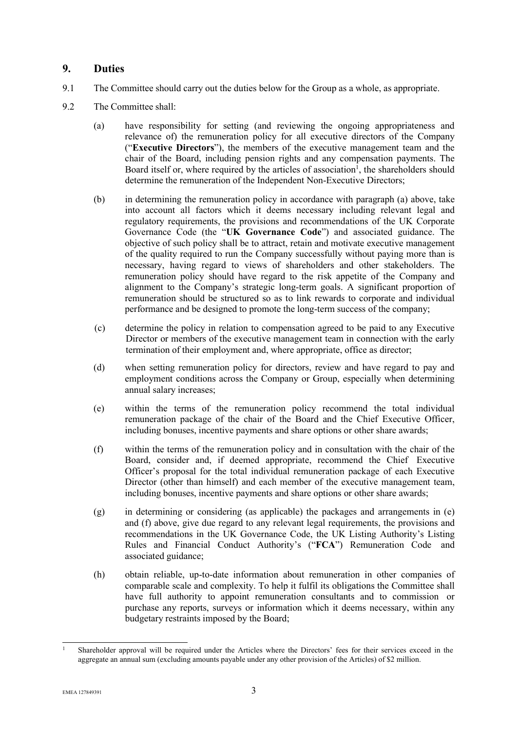## 9. Duties

9.1 The Committee should carry out the duties below for the Group as a whole, as appropriate.

9.2 The Committee shall:

(a) have responsibility for setting (and reviewing the ongoing appropriateness and relevance of) the remuneration policy for all executive directors of the Company ("**Executive Directors**"), the members of the executive management team and the chair of the Board, including pension rights and any compensation payments. The Board itself or, where required by the articles of association[1], the shareholders should determine the remuneration of the Independent Non-Executive Directors;

(b) in determining the remuneration policy in accordance with paragraph (a) above, take into account all factors which it deems necessary including relevant legal and regulatory requirements, the provisions and recommendations of the UK Corporate Governance Code (the "**UK Governance Code**") and associated guidance. The objective of such policy shall be to attract, retain and motivate executive management of the quality required to run the Company successfully without paying more than is necessary, having regard to views of shareholders and other stakeholders. The remuneration policy should have regard to the risk appetite of the Company and alignment to the Company's strategic long-term goals. A significant proportion of remuneration should be structured so as to link rewards to corporate and individual performance and be designed to promote the long-term success of the company;

(c) determine the policy in relation to compensation agreed to be paid to any Executive Director or members of the executive management team in connection with the early termination of their employment and, where appropriate, office as director;

(d) when setting remuneration policy for directors, review and have regard to pay and employment conditions across the Company or Group, especially when determining annual salary increases;

(e) within the terms of the remuneration policy recommend the total individual remuneration package of the chair of the Board and the Chief Executive Officer, including bonuses, incentive payments and share options or other share awards;

(f) within the terms of the remuneration policy and in consultation with the chair of the Board, consider and, if deemed appropriate, recommend the Chief Executive Officer's proposal for the total individual remuneration package of each Executive Director (other than himself) and each member of the executive management team, including bonuses, incentive payments and share options or other share awards;

(g) in determining or considering (as applicable) the packages and arrangements in (e) and (f) above, give due regard to any relevant legal requirements, the provisions and recommendations in the UK Governance Code, the UK Listing Authority's Listing Rules and Financial Conduct Authority's ("**FCA**") Remuneration Code and associated guidance;

(h) obtain reliable, up-to-date information about remuneration in other companies of comparable scale and complexity. To help it fulfil its obligations the Committee shall have full authority to appoint remuneration consultants and to commission or purchase any reports, surveys or information which it deems necessary, within any budgetary restraints imposed by the Board;

---

[1] Shareholder approval will be required under the Articles where the Directors' fees for their services exceed in the aggregate an annual sum (excluding amounts payable under any other provision of the Articles) of $2 million.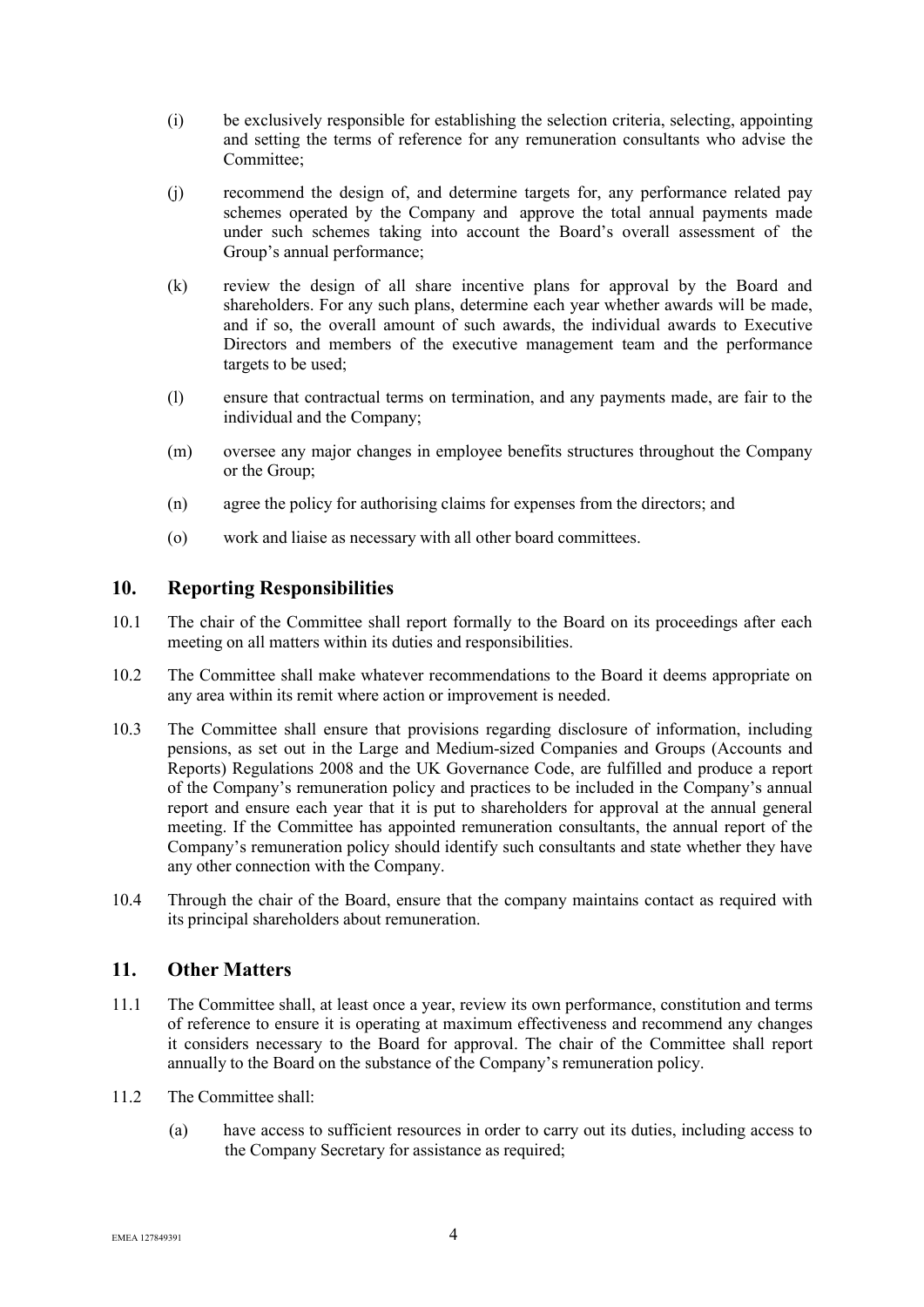(i) be exclusively responsible for establishing the selection criteria, selecting, appointing and setting the terms of reference for any remuneration consultants who advise the Committee;

(j) recommend the design of, and determine targets for, any performance related pay schemes operated by the Company and approve the total annual payments made under such schemes taking into account the Board's overall assessment of the Group's annual performance;

(k) review the design of all share incentive plans for approval by the Board and shareholders. For any such plans, determine each year whether awards will be made, and if so, the overall amount of such awards, the individual awards to Executive Directors and members of the executive management team and the performance targets to be used;

(l) ensure that contractual terms on termination, and any payments made, are fair to the individual and the Company;

(m) oversee any major changes in employee benefits structures throughout the Company or the Group;

(n) agree the policy for authorising claims for expenses from the directors; and

(o) work and liaise as necessary with all other board committees.

## 10. Reporting Responsibilities

10.1 The chair of the Committee shall report formally to the Board on its proceedings after each meeting on all matters within its duties and responsibilities.

10.2 The Committee shall make whatever recommendations to the Board it deems appropriate on any area within its remit where action or improvement is needed.

10.3 The Committee shall ensure that provisions regarding disclosure of information, including pensions, as set out in the Large and Medium-sized Companies and Groups (Accounts and Reports) Regulations 2008 and the UK Governance Code, are fulfilled and produce a report of the Company's remuneration policy and practices to be included in the Company's annual report and ensure each year that it is put to shareholders for approval at the annual general meeting. If the Committee has appointed remuneration consultants, the annual report of the Company's remuneration policy should identify such consultants and state whether they have any other connection with the Company.

10.4 Through the chair of the Board, ensure that the company maintains contact as required with its principal shareholders about remuneration.

## 11. Other Matters

11.1 The Committee shall, at least once a year, review its own performance, constitution and terms of reference to ensure it is operating at maximum effectiveness and recommend any changes it considers necessary to the Board for approval. The chair of the Committee shall report annually to the Board on the substance of the Company's remuneration policy.

11.2 The Committee shall:

(a) have access to sufficient resources in order to carry out its duties, including access to the Company Secretary for assistance as required;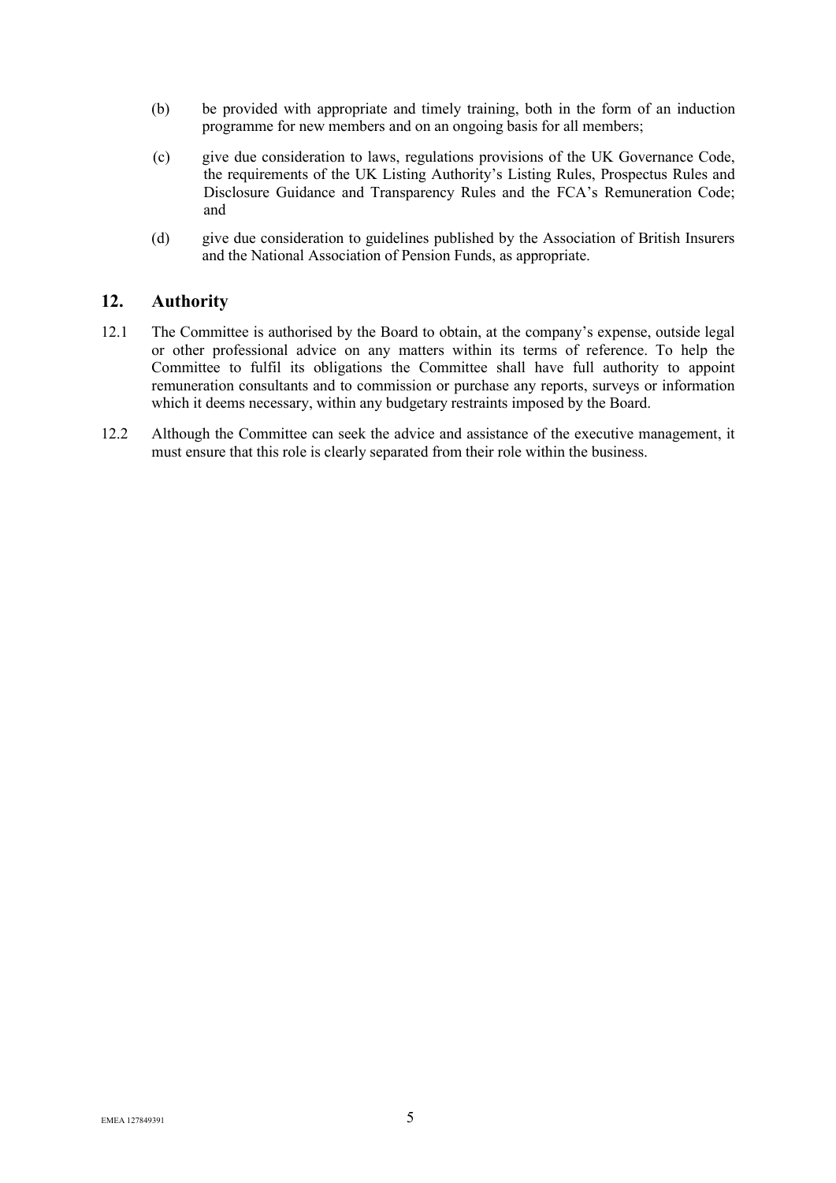(b) be provided with appropriate and timely training, both in the form of an induction programme for new members and on an ongoing basis for all members;

(c) give due consideration to laws, regulations provisions of the UK Governance Code, the requirements of the UK Listing Authority's Listing Rules, Prospectus Rules and Disclosure Guidance and Transparency Rules and the FCA's Remuneration Code; and

(d) give due consideration to guidelines published by the Association of British Insurers and the National Association of Pension Funds, as appropriate.

## 12. Authority

12.1 The Committee is authorised by the Board to obtain, at the company's expense, outside legal or other professional advice on any matters within its terms of reference. To help the Committee to fulfil its obligations the Committee shall have full authority to appoint remuneration consultants and to commission or purchase any reports, surveys or information which it deems necessary, within any budgetary restraints imposed by the Board.

12.2 Although the Committee can seek the advice and assistance of the executive management, it must ensure that this role is clearly separated from their role within the business.